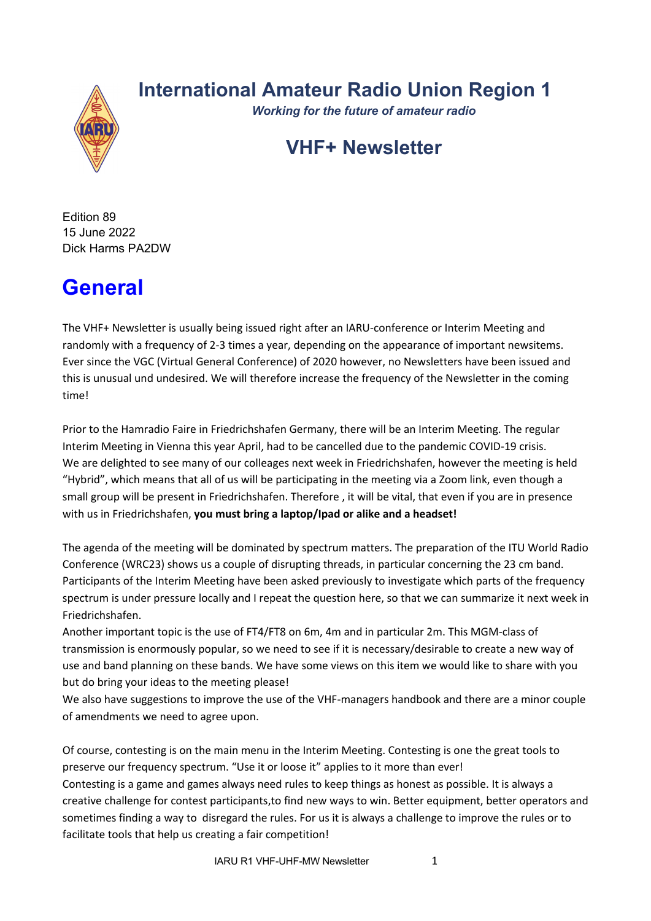# International Amateur Radio Union Region 1

*Working for the future of amateur radio*

## VHF+ Newsletter

Edition 89
15 June 2022
Dick Harms PA2DW

# General

The VHF+ Newsletter is usually being issued right after an IARU-conference or Interim Meeting and randomly with a frequency of 2-3 times a year, depending on the appearance of important newsitems. Ever since the VGC (Virtual General Conference) of 2020 however, no Newsletters have been issued and this is unusual und undesired. We will therefore increase the frequency of the Newsletter in the coming time!

Prior to the Hamradio Faire in Friedrichshafen Germany, there will be an Interim Meeting. The regular Interim Meeting in Vienna this year April, had to be cancelled due to the pandemic COVID-19 crisis. We are delighted to see many of our colleages next week in Friedrichshafen, however the meeting is held "Hybrid", which means that all of us will be participating in the meeting via a Zoom link, even though a small group will be present in Friedrichshafen. Therefore , it will be vital, that even if you are in presence with us in Friedrichshafen, **you must bring a laptop/Ipad or alike and a headset!**

The agenda of the meeting will be dominated by spectrum matters. The preparation of the ITU World Radio Conference (WRC23) shows us a couple of disrupting threads, in particular concerning the 23 cm band. Participants of the Interim Meeting have been asked previously to investigate which parts of the frequency spectrum is under pressure locally and I repeat the question here, so that we can summarize it next week in Friedrichshafen.
Another important topic is the use of FT4/FT8 on 6m, 4m and in particular 2m. This MGM-class of transmission is enormously popular, so we need to see if it is necessary/desirable to create a new way of use and band planning on these bands. We have some views on this item we would like to share with you but do bring your ideas to the meeting please!
We also have suggestions to improve the use of the VHF-managers handbook and there are a minor couple of amendments we need to agree upon.

Of course, contesting is on the main menu in the Interim Meeting. Contesting is one the great tools to preserve our frequency spectrum. "Use it or loose it" applies to it more than ever!
Contesting is a game and games always need rules to keep things as honest as possible. It is always a creative challenge for contest participants,to find new ways to win. Better equipment, better operators and sometimes finding a way to disregard the rules. For us it is always a challenge to improve the rules or to facilitate tools that help us creating a fair competition!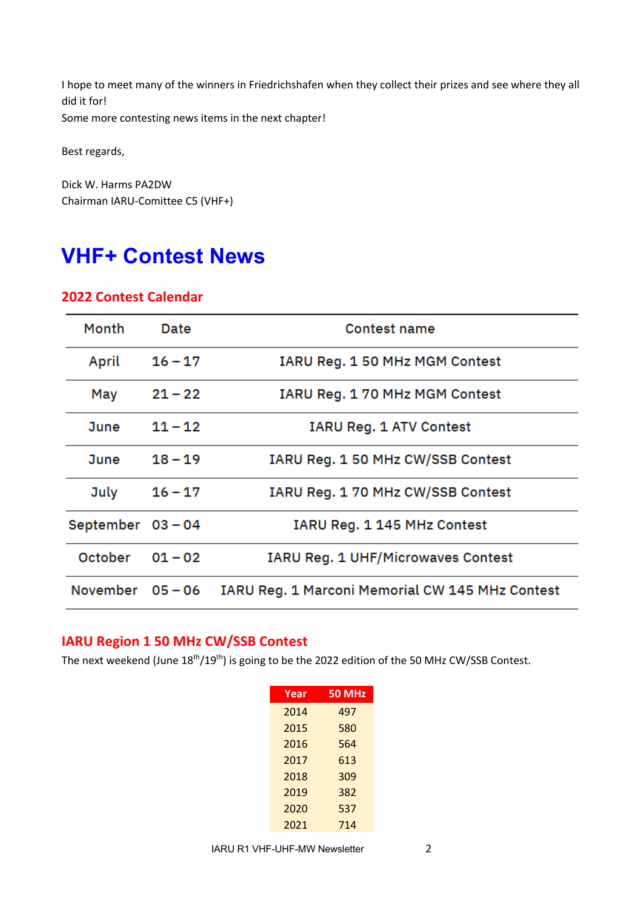I hope to meet many of the winners in Friedrichshafen when they collect their prizes and see where they all did it for!
Some more contesting news items in the next chapter!

Best regards,

Dick W. Harms PA2DW
Chairman IARU-Comittee C5 (VHF+)

# VHF+ Contest News

## 2022 Contest Calendar

| Month | Date | Contest name |
|---|---|---|
| April | 16 – 17 | IARU Reg. 1 50 MHz MGM Contest |
| May | 21 – 22 | IARU Reg. 1 70 MHz MGM Contest |
| June | 11 – 12 | IARU Reg. 1 ATV Contest |
| June | 18 – 19 | IARU Reg. 1 50 MHz CW/SSB Contest |
| July | 16 – 17 | IARU Reg. 1 70 MHz CW/SSB Contest |
| September | 03 – 04 | IARU Reg. 1 145 MHz Contest |
| October | 01 – 02 | IARU Reg. 1 UHF/Microwaves Contest |
| November | 05 – 06 | IARU Reg. 1 Marconi Memorial CW 145 MHz Contest |

## IARU Region 1 50 MHz CW/SSB Contest

The next weekend (June 18th/19th) is going to be the 2022 edition of the 50 MHz CW/SSB Contest.

| Year | 50 MHz |
|---|---|
| 2014 | 497 |
| 2015 | 580 |
| 2016 | 564 |
| 2017 | 613 |
| 2018 | 309 |
| 2019 | 382 |
| 2020 | 537 |
| 2021 | 714 |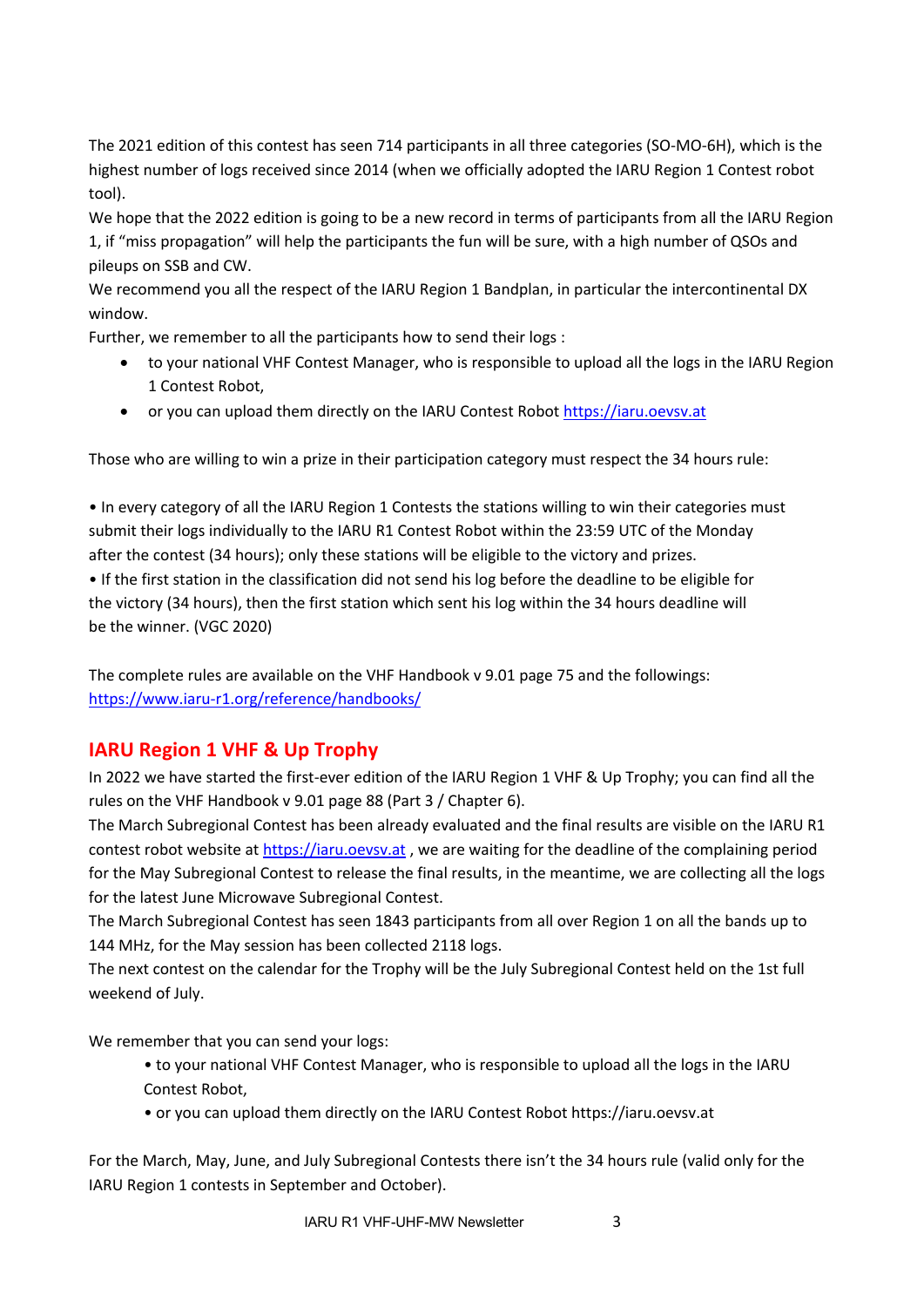The 2021 edition of this contest has seen 714 participants in all three categories (SO-MO-6H), which is the highest number of logs received since 2014 (when we officially adopted the IARU Region 1 Contest robot tool).
We hope that the 2022 edition is going to be a new record in terms of participants from all the IARU Region 1, if "miss propagation" will help the participants the fun will be sure, with a high number of QSOs and pileups on SSB and CW.
We recommend you all the respect of the IARU Region 1 Bandplan, in particular the intercontinental DX window.
Further, we remember to all the participants how to send their logs :

- to your national VHF Contest Manager, who is responsible to upload all the logs in the IARU Region 1 Contest Robot,
- or you can upload them directly on the IARU Contest Robot https://iaru.oevsv.at

Those who are willing to win a prize in their participation category must respect the 34 hours rule:

• In every category of all the IARU Region 1 Contests the stations willing to win their categories must submit their logs individually to the IARU R1 Contest Robot within the 23:59 UTC of the Monday after the contest (34 hours); only these stations will be eligible to the victory and prizes.
• If the first station in the classification did not send his log before the deadline to be eligible for the victory (34 hours), then the first station which sent his log within the 34 hours deadline will be the winner. (VGC 2020)

The complete rules are available on the VHF Handbook v 9.01 page 75 and the followings: https://www.iaru-r1.org/reference/handbooks/

## IARU Region 1 VHF & Up Trophy

In 2022 we have started the first-ever edition of the IARU Region 1 VHF & Up Trophy; you can find all the rules on the VHF Handbook v 9.01 page 88 (Part 3 / Chapter 6).
The March Subregional Contest has been already evaluated and the final results are visible on the IARU R1 contest robot website at https://iaru.oevsv.at , we are waiting for the deadline of the complaining period for the May Subregional Contest to release the final results, in the meantime, we are collecting all the logs for the latest June Microwave Subregional Contest.
The March Subregional Contest has seen 1843 participants from all over Region 1 on all the bands up to 144 MHz, for the May session has been collected 2118 logs.
The next contest on the calendar for the Trophy will be the July Subregional Contest held on the 1st full weekend of July.

We remember that you can send your logs:

• to your national VHF Contest Manager, who is responsible to upload all the logs in the IARU Contest Robot,
• or you can upload them directly on the IARU Contest Robot https://iaru.oevsv.at

For the March, May, June, and July Subregional Contests there isn't the 34 hours rule (valid only for the IARU Region 1 contests in September and October).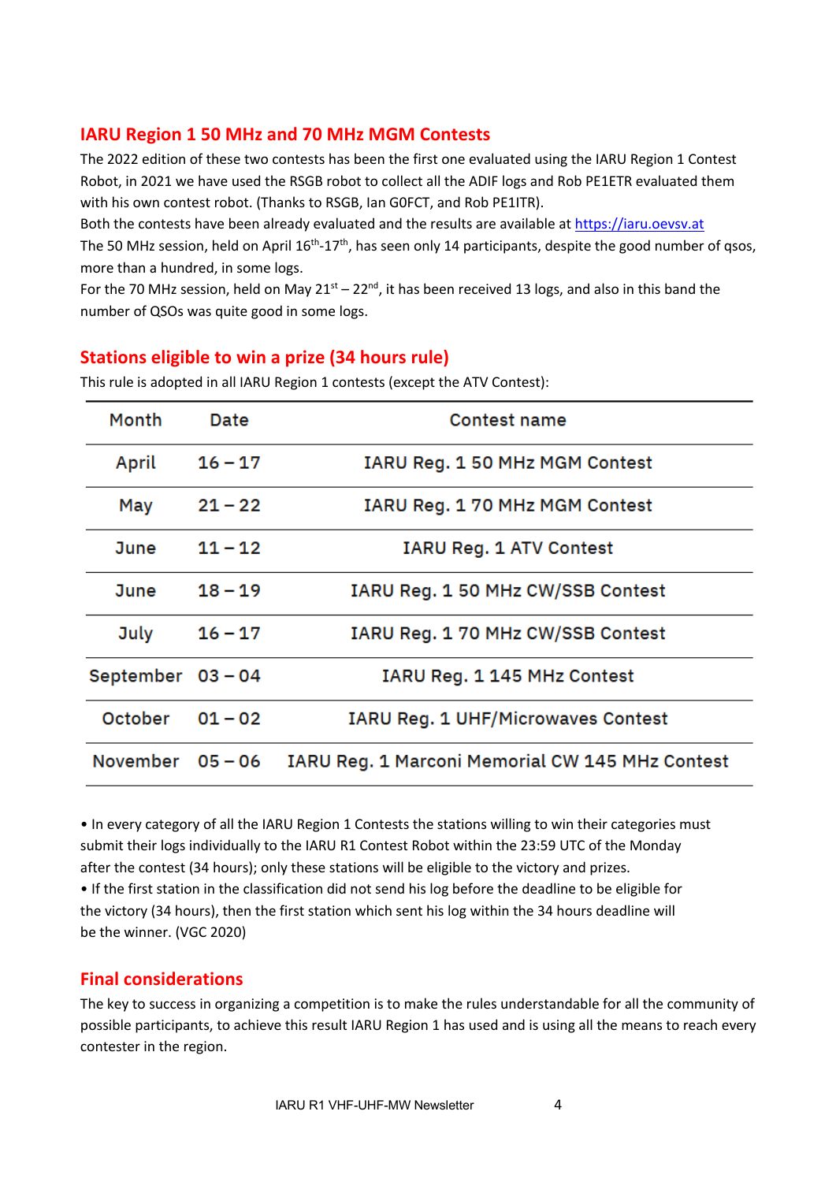## IARU Region 1 50 MHz and 70 MHz MGM Contests

The 2022 edition of these two contests has been the first one evaluated using the IARU Region 1 Contest Robot, in 2021 we have used the RSGB robot to collect all the ADIF logs and Rob PE1ETR evaluated them with his own contest robot. (Thanks to RSGB, Ian G0FCT, and Rob PE1ITR).
Both the contests have been already evaluated and the results are available at https://iaru.oevsv.at
The 50 MHz session, held on April 16th-17th, has seen only 14 participants, despite the good number of qsos, more than a hundred, in some logs.
For the 70 MHz session, held on May 21st – 22nd, it has been received 13 logs, and also in this band the number of QSOs was quite good in some logs.

## Stations eligible to win a prize (34 hours rule)

This rule is adopted in all IARU Region 1 contests (except the ATV Contest):

| Month | Date | Contest name |
|---|---|---|
| April | 16 – 17 | IARU Reg. 1 50 MHz MGM Contest |
| May | 21 – 22 | IARU Reg. 1 70 MHz MGM Contest |
| June | 11 – 12 | IARU Reg. 1 ATV Contest |
| June | 18 – 19 | IARU Reg. 1 50 MHz CW/SSB Contest |
| July | 16 – 17 | IARU Reg. 1 70 MHz CW/SSB Contest |
| September | 03 – 04 | IARU Reg. 1 145 MHz Contest |
| October | 01 – 02 | IARU Reg. 1 UHF/Microwaves Contest |
| November | 05 – 06 | IARU Reg. 1 Marconi Memorial CW 145 MHz Contest |

- In every category of all the IARU Region 1 Contests the stations willing to win their categories must submit their logs individually to the IARU R1 Contest Robot within the 23:59 UTC of the Monday after the contest (34 hours); only these stations will be eligible to the victory and prizes.
- If the first station in the classification did not send his log before the deadline to be eligible for the victory (34 hours), then the first station which sent his log within the 34 hours deadline will be the winner. (VGC 2020)

## Final considerations

The key to success in organizing a competition is to make the rules understandable for all the community of possible participants, to achieve this result IARU Region 1 has used and is using all the means to reach every contester in the region.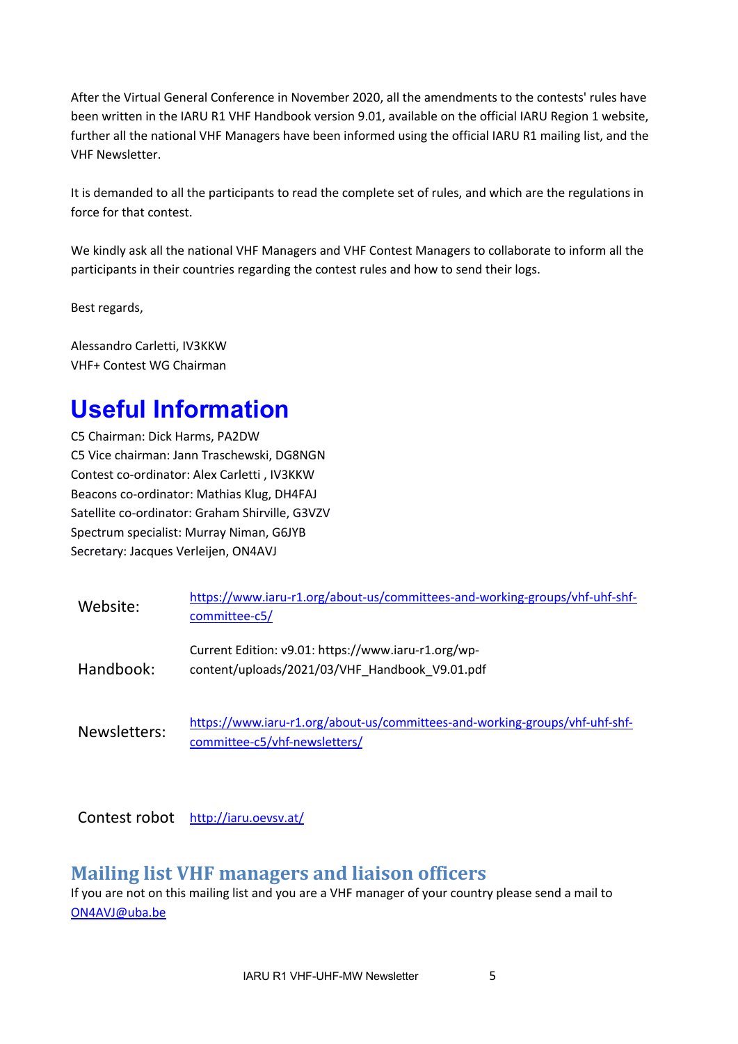After the Virtual General Conference in November 2020, all the amendments to the contests' rules have been written in the IARU R1 VHF Handbook version 9.01, available on the official IARU Region 1 website, further all the national VHF Managers have been informed using the official IARU R1 mailing list, and the VHF Newsletter.

It is demanded to all the participants to read the complete set of rules, and which are the regulations in force for that contest.

We kindly ask all the national VHF Managers and VHF Contest Managers to collaborate to inform all the participants in their countries regarding the contest rules and how to send their logs.

Best regards,

Alessandro Carletti, IV3KKW
VHF+ Contest WG Chairman

# Useful Information

C5 Chairman: Dick Harms, PA2DW
C5 Vice chairman: Jann Traschewski, DG8NGN
Contest co-ordinator: Alex Carletti , IV3KKW
Beacons co-ordinator: Mathias Klug, DH4FAJ
Satellite co-ordinator: Graham Shirville, G3VZV
Spectrum specialist: Murray Niman, G6JYB
Secretary: Jacques Verleijen, ON4AVJ

| | |
|---|---|
| Website: | https://www.iaru-r1.org/about-us/committees-and-working-groups/vhf-uhf-shf-committee-c5/ |
| Handbook: | Current Edition: v9.01: https://www.iaru-r1.org/wp-content/uploads/2021/03/VHF_Handbook_V9.01.pdf |
| Newsletters: | https://www.iaru-r1.org/about-us/committees-and-working-groups/vhf-uhf-shf-committee-c5/vhf-newsletters/ |
| Contest robot | http://iaru.oevsv.at/ |

## Mailing list VHF managers and liaison officers

If you are not on this mailing list and you are a VHF manager of your country please send a mail to ON4AVJ@uba.be